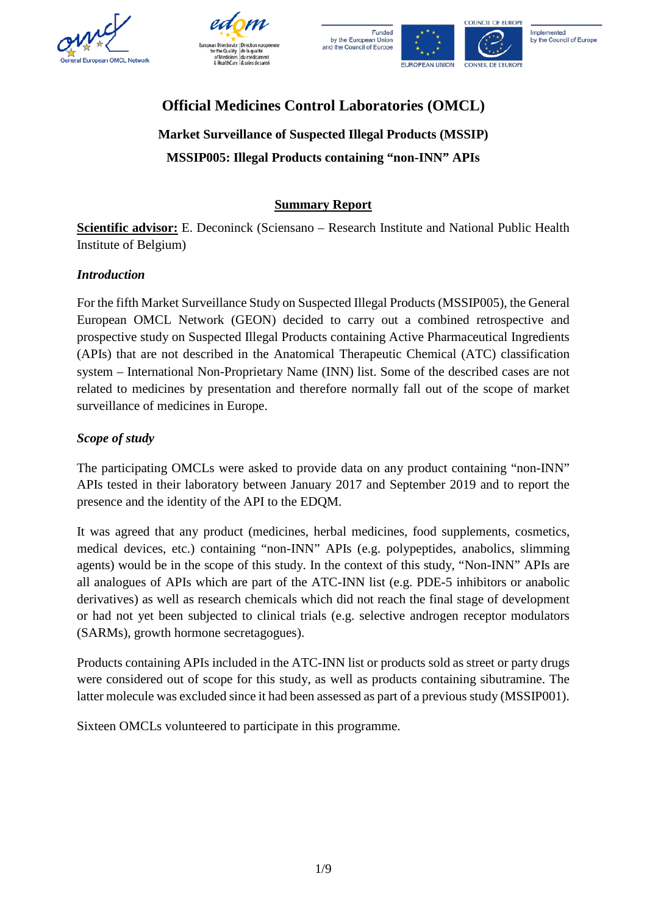# Official Medicines Control Laboratories (OMCL)

## Market Surveillance of Suspected Illegal Products (MSSIP)

## MSSIP005: Illegal Products containing "non-INN" APIs

### Summary Report

**Scientific advisor:** E. Deconinck (Sciensano – Research Institute and National Public Health Institute of Belgium)

### *Introduction*

For the fifth Market Surveillance Study on Suspected Illegal Products (MSSIP005), the General European OMCL Network (GEON) decided to carry out a combined retrospective and prospective study on Suspected Illegal Products containing Active Pharmaceutical Ingredients (APIs) that are not described in the Anatomical Therapeutic Chemical (ATC) classification system – International Non-Proprietary Name (INN) list. Some of the described cases are not related to medicines by presentation and therefore normally fall out of the scope of market surveillance of medicines in Europe.

### *Scope of study*

The participating OMCLs were asked to provide data on any product containing "non-INN" APIs tested in their laboratory between January 2017 and September 2019 and to report the presence and the identity of the API to the EDQM.

It was agreed that any product (medicines, herbal medicines, food supplements, cosmetics, medical devices, etc.) containing "non-INN" APIs (e.g. polypeptides, anabolics, slimming agents) would be in the scope of this study. In the context of this study, "Non-INN" APIs are all analogues of APIs which are part of the ATC-INN list (e.g. PDE-5 inhibitors or anabolic derivatives) as well as research chemicals which did not reach the final stage of development or had not yet been subjected to clinical trials (e.g. selective androgen receptor modulators (SARMs), growth hormone secretagogues).

Products containing APIs included in the ATC-INN list or products sold as street or party drugs were considered out of scope for this study, as well as products containing sibutramine. The latter molecule was excluded since it had been assessed as part of a previous study (MSSIP001).

Sixteen OMCLs volunteered to participate in this programme.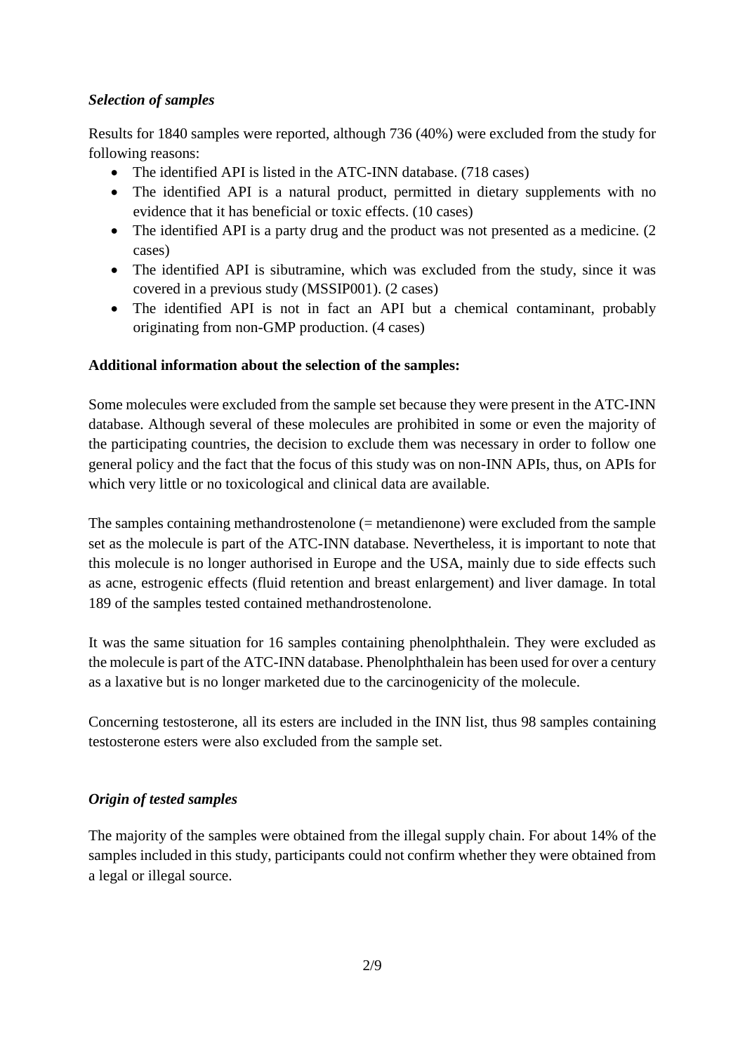### *Selection of samples*

Results for 1840 samples were reported, although 736 (40%) were excluded from the study for following reasons:

- The identified API is listed in the ATC-INN database. (718 cases)
- The identified API is a natural product, permitted in dietary supplements with no evidence that it has beneficial or toxic effects. (10 cases)
- The identified API is a party drug and the product was not presented as a medicine. (2 cases)
- The identified API is sibutramine, which was excluded from the study, since it was covered in a previous study (MSSIP001). (2 cases)
- The identified API is not in fact an API but a chemical contaminant, probably originating from non-GMP production. (4 cases)

**Additional information about the selection of the samples:**

Some molecules were excluded from the sample set because they were present in the ATC-INN database. Although several of these molecules are prohibited in some or even the majority of the participating countries, the decision to exclude them was necessary in order to follow one general policy and the fact that the focus of this study was on non-INN APIs, thus, on APIs for which very little or no toxicological and clinical data are available.

The samples containing methandrostenolone (= metandienone) were excluded from the sample set as the molecule is part of the ATC-INN database. Nevertheless, it is important to note that this molecule is no longer authorised in Europe and the USA, mainly due to side effects such as acne, estrogenic effects (fluid retention and breast enlargement) and liver damage. In total 189 of the samples tested contained methandrostenolone.

It was the same situation for 16 samples containing phenolphthalein. They were excluded as the molecule is part of the ATC-INN database. Phenolphthalein has been used for over a century as a laxative but is no longer marketed due to the carcinogenicity of the molecule.

Concerning testosterone, all its esters are included in the INN list, thus 98 samples containing testosterone esters were also excluded from the sample set.

### *Origin of tested samples*

The majority of the samples were obtained from the illegal supply chain. For about 14% of the samples included in this study, participants could not confirm whether they were obtained from a legal or illegal source.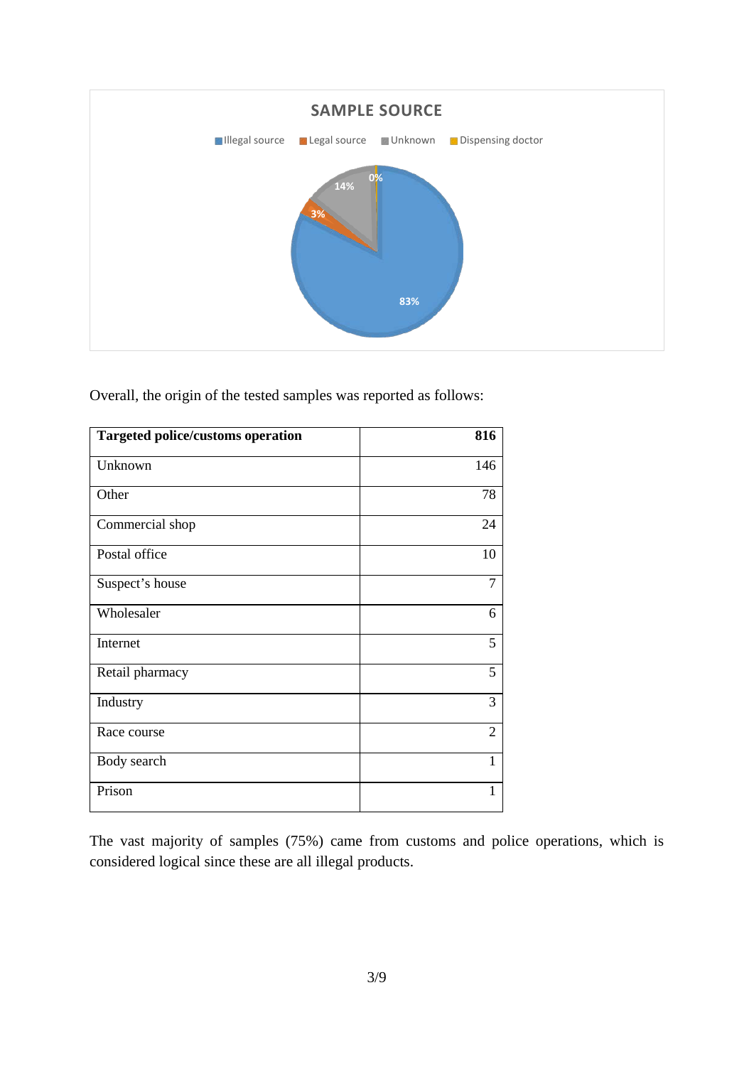**SAMPLE SOURCE**

Illegal source | Legal source | Unknown | Dispensing doctor

83% | 3% | 14% | 0%

Overall, the origin of the tested samples was reported as follows:

| **Targeted police/customs operation** | **816** |
|---|---:|
| Unknown | 146 |
| Other | 78 |
| Commercial shop | 24 |
| Postal office | 10 |
| Suspect's house | 7 |
| Wholesaler | 6 |
| Internet | 5 |
| Retail pharmacy | 5 |
| Industry | 3 |
| Race course | 2 |
| Body search | 1 |
| Prison | 1 |

The vast majority of samples (75%) came from customs and police operations, which is considered logical since these are all illegal products.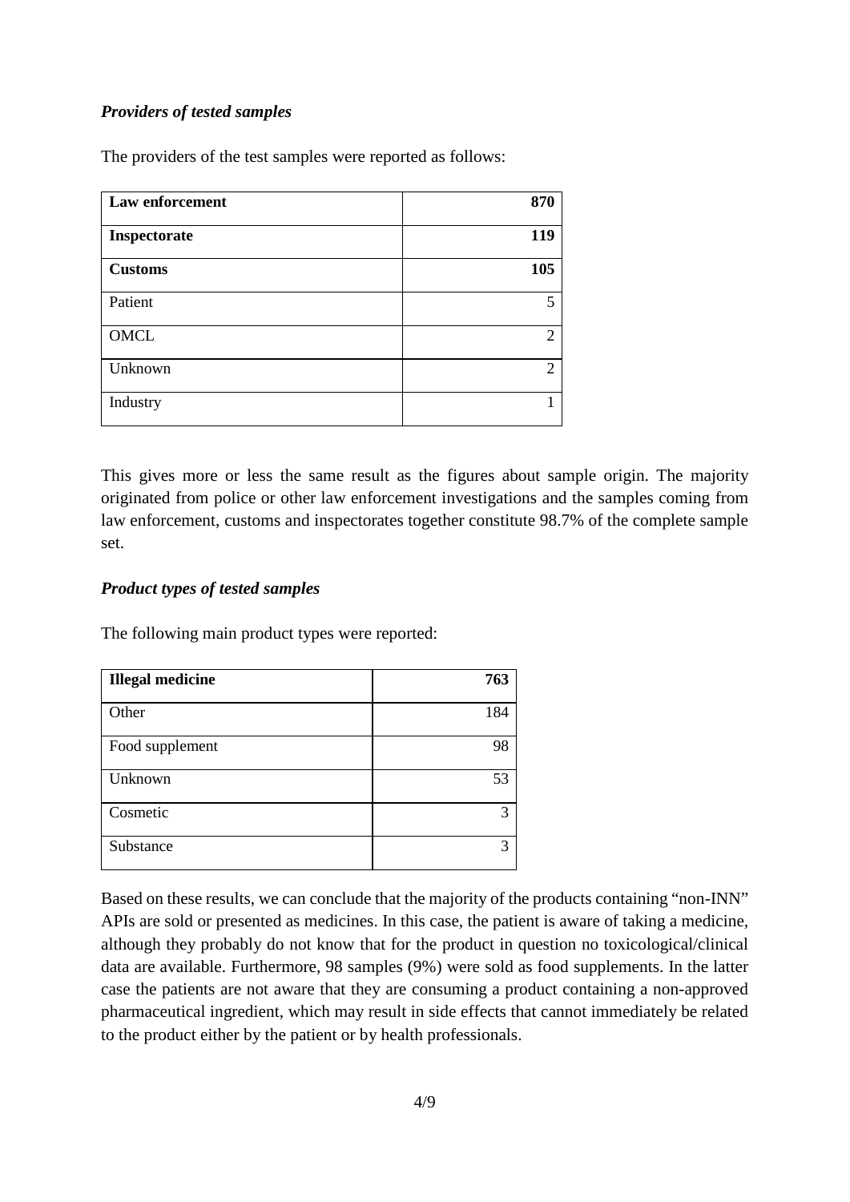### *Providers of tested samples*

The providers of the test samples were reported as follows:

| **Law enforcement** | **870** |
|---|---|
| **Inspectorate** | **119** |
| **Customs** | **105** |
| Patient | 5 |
| OMCL | 2 |
| Unknown | 2 |
| Industry | 1 |

This gives more or less the same result as the figures about sample origin. The majority originated from police or other law enforcement investigations and the samples coming from law enforcement, customs and inspectorates together constitute 98.7% of the complete sample set.

### *Product types of tested samples*

The following main product types were reported:

| **Illegal medicine** | **763** |
|---|---|
| Other | 184 |
| Food supplement | 98 |
| Unknown | 53 |
| Cosmetic | 3 |
| Substance | 3 |

Based on these results, we can conclude that the majority of the products containing "non-INN" APIs are sold or presented as medicines. In this case, the patient is aware of taking a medicine, although they probably do not know that for the product in question no toxicological/clinical data are available. Furthermore, 98 samples (9%) were sold as food supplements. In the latter case the patients are not aware that they are consuming a product containing a non-approved pharmaceutical ingredient, which may result in side effects that cannot immediately be related to the product either by the patient or by health professionals.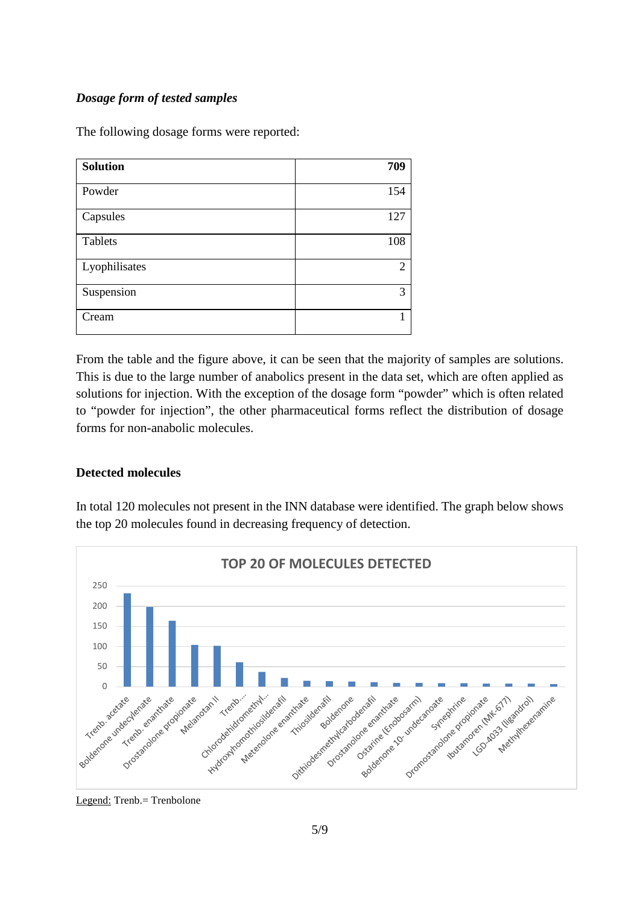***Dosage form of tested samples***

The following dosage forms were reported:

| **Solution** | **709** |
|---|---|
| Powder | 154 |
| Capsules | 127 |
| Tablets | 108 |
| Lyophilisates | 2 |
| Suspension | 3 |
| Cream | 1 |

From the table and the figure above, it can be seen that the majority of samples are solutions. This is due to the large number of anabolics present in the data set, which are often applied as solutions for injection. With the exception of the dosage form "powder" which is often related to "powder for injection", the other pharmaceutical forms reflect the distribution of dosage forms for non-anabolic molecules.

**Detected molecules**

In total 120 molecules not present in the INN database were identified. The graph below shows the top 20 molecules found in decreasing frequency of detection.

TOP 20 OF MOLECULES DETECTED

Legend: Trenb.= Trenbolone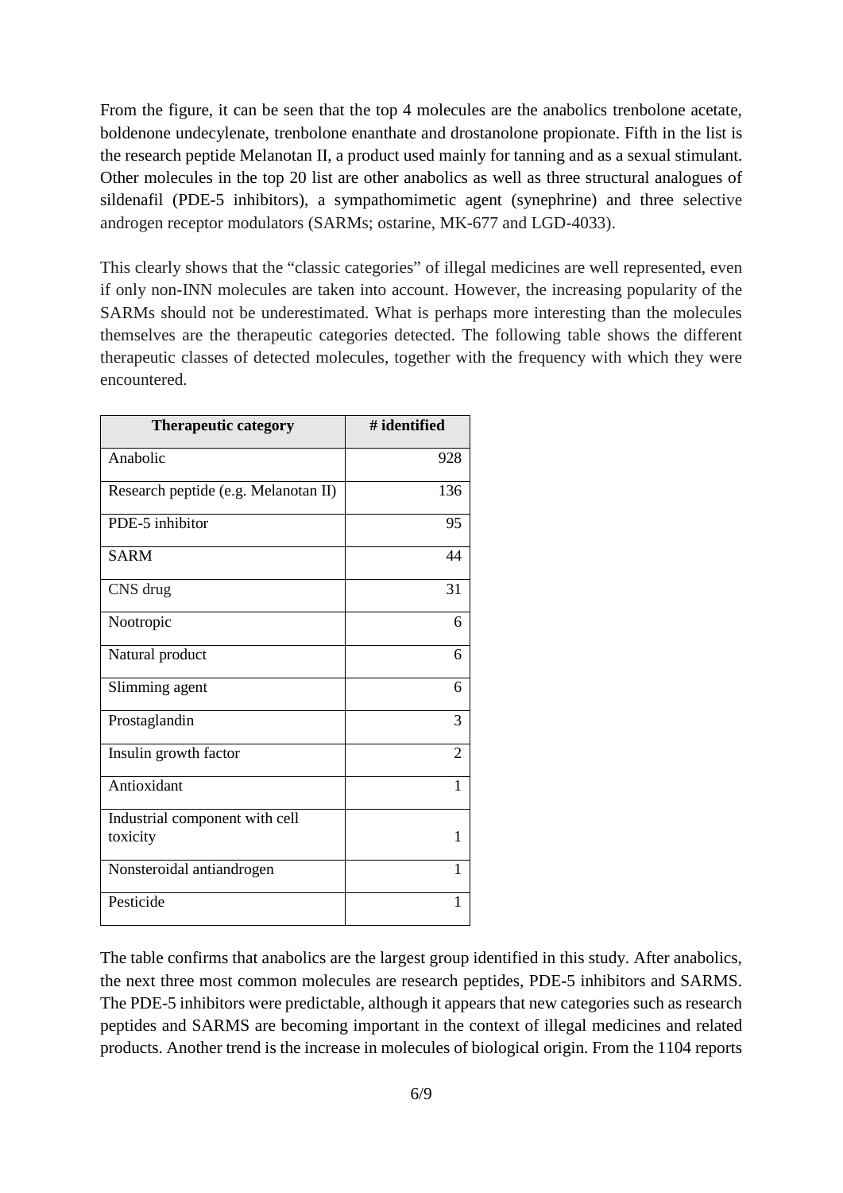From the figure, it can be seen that the top 4 molecules are the anabolics trenbolone acetate, boldenone undecylenate, trenbolone enanthate and drostanolone propionate. Fifth in the list is the research peptide Melanotan II, a product used mainly for tanning and as a sexual stimulant. Other molecules in the top 20 list are other anabolics as well as three structural analogues of sildenafil (PDE-5 inhibitors), a sympathomimetic agent (synephrine) and three selective androgen receptor modulators (SARMs; ostarine, MK-677 and LGD-4033).

This clearly shows that the "classic categories" of illegal medicines are well represented, even if only non-INN molecules are taken into account. However, the increasing popularity of the SARMs should not be underestimated. What is perhaps more interesting than the molecules themselves are the therapeutic categories detected. The following table shows the different therapeutic classes of detected molecules, together with the frequency with which they were encountered.

| Therapeutic category | # identified |
|---|---:|
| Anabolic | 928 |
| Research peptide (e.g. Melanotan II) | 136 |
| PDE-5 inhibitor | 95 |
| SARM | 44 |
| CNS drug | 31 |
| Nootropic | 6 |
| Natural product | 6 |
| Slimming agent | 6 |
| Prostaglandin | 3 |
| Insulin growth factor | 2 |
| Antioxidant | 1 |
| Industrial component with cell toxicity | 1 |
| Nonsteroidal antiandrogen | 1 |
| Pesticide | 1 |

The table confirms that anabolics are the largest group identified in this study. After anabolics, the next three most common molecules are research peptides, PDE-5 inhibitors and SARMS. The PDE-5 inhibitors were predictable, although it appears that new categories such as research peptides and SARMS are becoming important in the context of illegal medicines and related products. Another trend is the increase in molecules of biological origin. From the 1104 reports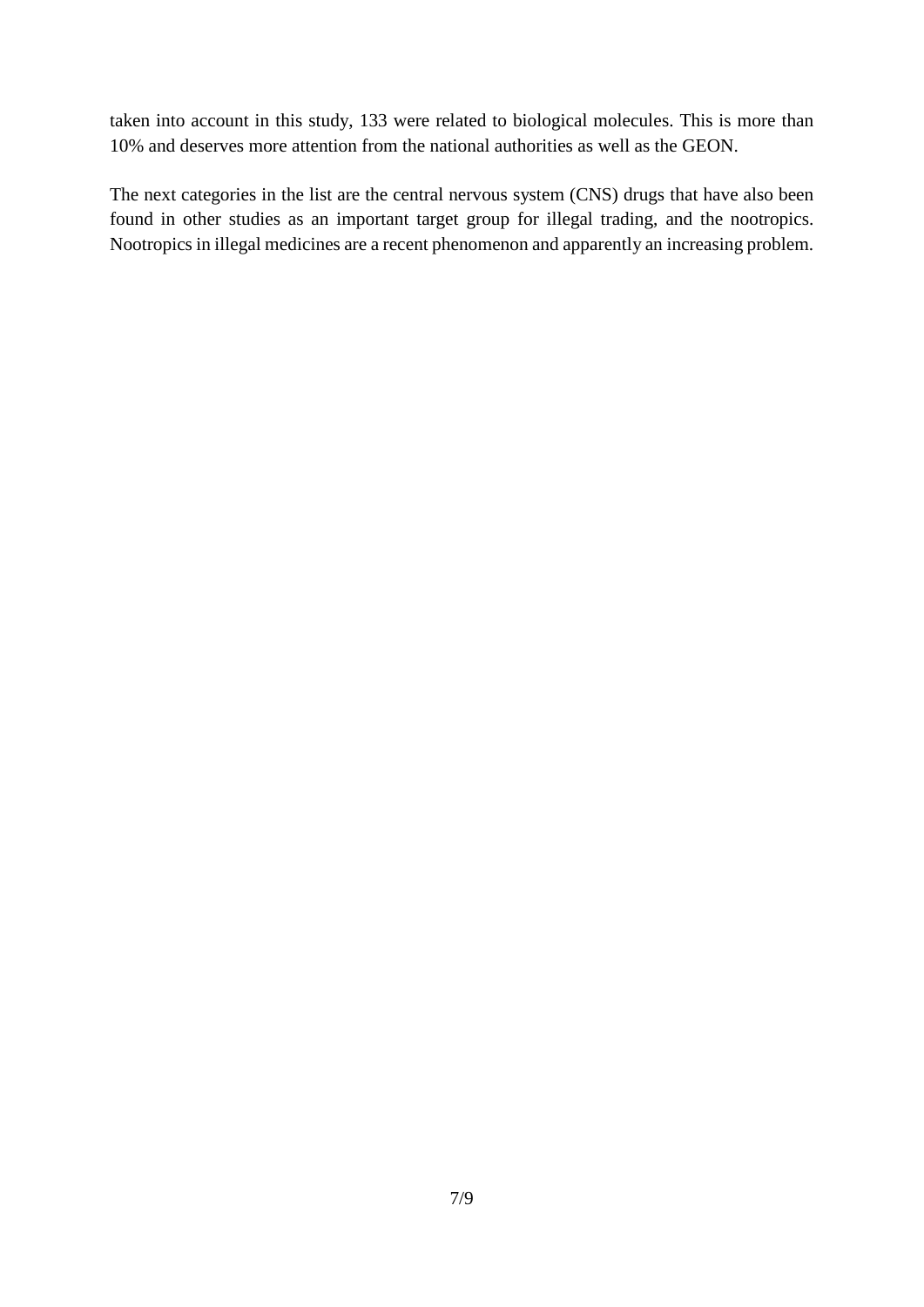taken into account in this study, 133 were related to biological molecules. This is more than 10% and deserves more attention from the national authorities as well as the GEON.

The next categories in the list are the central nervous system (CNS) drugs that have also been found in other studies as an important target group for illegal trading, and the nootropics. Nootropics in illegal medicines are a recent phenomenon and apparently an increasing problem.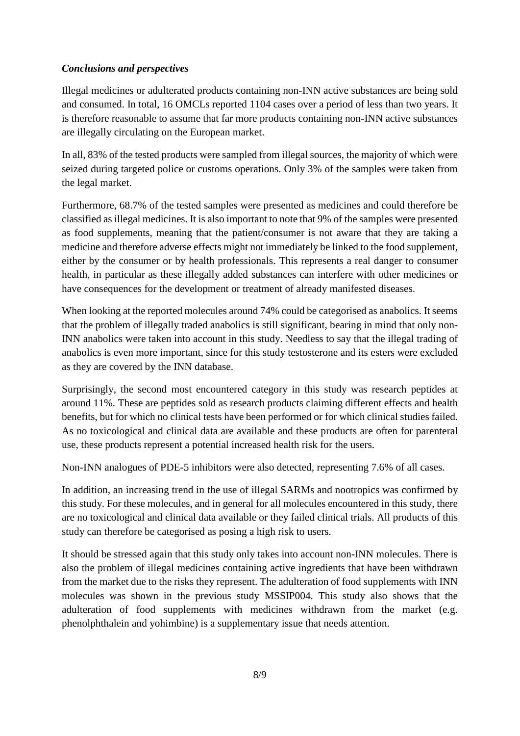### *Conclusions and perspectives*

Illegal medicines or adulterated products containing non-INN active substances are being sold and consumed. In total, 16 OMCLs reported 1104 cases over a period of less than two years. It is therefore reasonable to assume that far more products containing non-INN active substances are illegally circulating on the European market.

In all, 83% of the tested products were sampled from illegal sources, the majority of which were seized during targeted police or customs operations. Only 3% of the samples were taken from the legal market.

Furthermore, 68.7% of the tested samples were presented as medicines and could therefore be classified as illegal medicines. It is also important to note that 9% of the samples were presented as food supplements, meaning that the patient/consumer is not aware that they are taking a medicine and therefore adverse effects might not immediately be linked to the food supplement, either by the consumer or by health professionals. This represents a real danger to consumer health, in particular as these illegally added substances can interfere with other medicines or have consequences for the development or treatment of already manifested diseases.

When looking at the reported molecules around 74% could be categorised as anabolics. It seems that the problem of illegally traded anabolics is still significant, bearing in mind that only non-INN anabolics were taken into account in this study. Needless to say that the illegal trading of anabolics is even more important, since for this study testosterone and its esters were excluded as they are covered by the INN database.

Surprisingly, the second most encountered category in this study was research peptides at around 11%. These are peptides sold as research products claiming different effects and health benefits, but for which no clinical tests have been performed or for which clinical studies failed. As no toxicological and clinical data are available and these products are often for parenteral use, these products represent a potential increased health risk for the users.

Non-INN analogues of PDE-5 inhibitors were also detected, representing 7.6% of all cases.

In addition, an increasing trend in the use of illegal SARMs and nootropics was confirmed by this study. For these molecules, and in general for all molecules encountered in this study, there are no toxicological and clinical data available or they failed clinical trials. All products of this study can therefore be categorised as posing a high risk to users.

It should be stressed again that this study only takes into account non-INN molecules. There is also the problem of illegal medicines containing active ingredients that have been withdrawn from the market due to the risks they represent. The adulteration of food supplements with INN molecules was shown in the previous study MSSIP004. This study also shows that the adulteration of food supplements with medicines withdrawn from the market (e.g. phenolphthalein and yohimbine) is a supplementary issue that needs attention.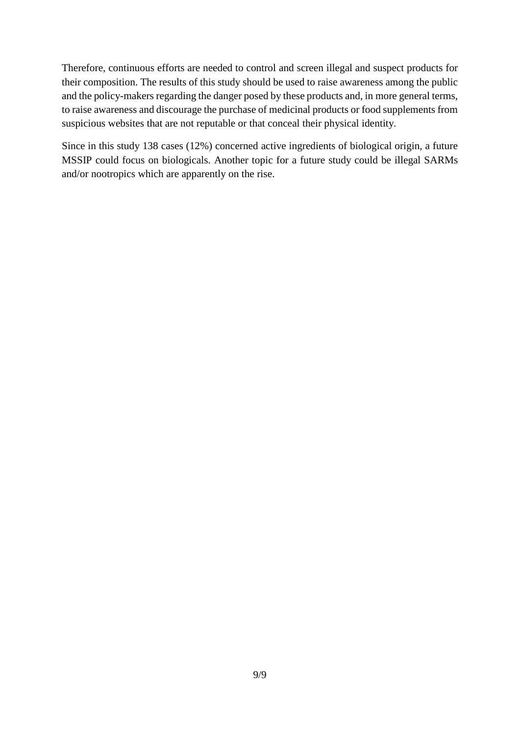Therefore, continuous efforts are needed to control and screen illegal and suspect products for their composition. The results of this study should be used to raise awareness among the public and the policy-makers regarding the danger posed by these products and, in more general terms, to raise awareness and discourage the purchase of medicinal products or food supplements from suspicious websites that are not reputable or that conceal their physical identity.

Since in this study 138 cases (12%) concerned active ingredients of biological origin, a future MSSIP could focus on biologicals. Another topic for a future study could be illegal SARMs and/or nootropics which are apparently on the rise.